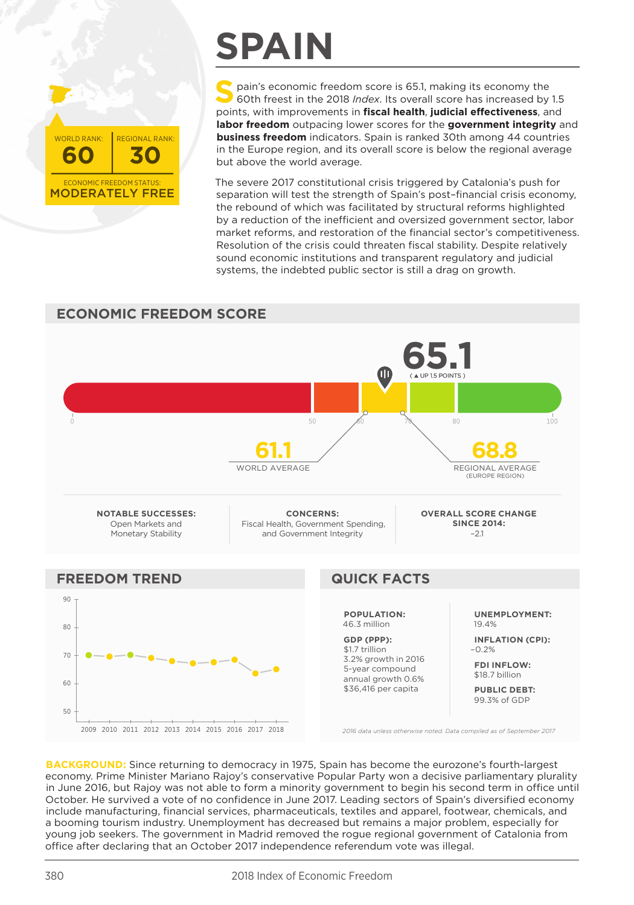# SPAIN

WORLD RANK: **60** | REGIONAL RANK: **30**

ECONOMIC FREEDOM STATUS: **MODERATELY FREE**

Spain's economic freedom score is 65.1, making its economy the 60th freest in the 2018 *Index*. Its overall score has increased by 1.5 points, with improvements in **fiscal health**, **judicial effectiveness**, and **labor freedom** outpacing lower scores for the **government integrity** and **business freedom** indicators. Spain is ranked 30th among 44 countries in the Europe region, and its overall score is below the regional average but above the world average.

The severe 2017 constitutional crisis triggered by Catalonia's push for separation will test the strength of Spain's post–financial crisis economy, the rebound of which was facilitated by structural reforms highlighted by a reduction of the inefficient and oversized government sector, labor market reforms, and restoration of the financial sector's competitiveness. Resolution of the crisis could threaten fiscal stability. Despite relatively sound economic institutions and transparent regulatory and judicial systems, the indebted public sector is still a drag on growth.

## ECONOMIC FREEDOM SCORE

**65.1** (▲ UP 1.5 POINTS)

**61.1** WORLD AVERAGE

**68.8** REGIONAL AVERAGE (EUROPE REGION)

**NOTABLE SUCCESSES:** Open Markets and Monetary Stability

**CONCERNS:** Fiscal Health, Government Spending, and Government Integrity

**OVERALL SCORE CHANGE SINCE 2014:** –2.1

## FREEDOM TREND

## QUICK FACTS

**POPULATION:** 46.3 million

**GDP (PPP):** $1.7 trillion
3.2% growth in 2016
5-year compound annual growth 0.6%
$36,416 per capita

**UNEMPLOYMENT:** 19.4%

**INFLATION (CPI):** –0.2%

**FDI INFLOW:** $18.7 billion

**PUBLIC DEBT:** 99.3% of GDP

*2016 data unless otherwise noted. Data compiled as of September 2017*

**BACKGROUND:** Since returning to democracy in 1975, Spain has become the eurozone's fourth-largest economy. Prime Minister Mariano Rajoy's conservative Popular Party won a decisive parliamentary plurality in June 2016, but Rajoy was not able to form a minority government to begin his second term in office until October. He survived a vote of no confidence in June 2017. Leading sectors of Spain's diversified economy include manufacturing, financial services, pharmaceuticals, textiles and apparel, footwear, chemicals, and a booming tourism industry. Unemployment has decreased but remains a major problem, especially for young job seekers. The government in Madrid removed the rogue regional government of Catalonia from office after declaring that an October 2017 independence referendum vote was illegal.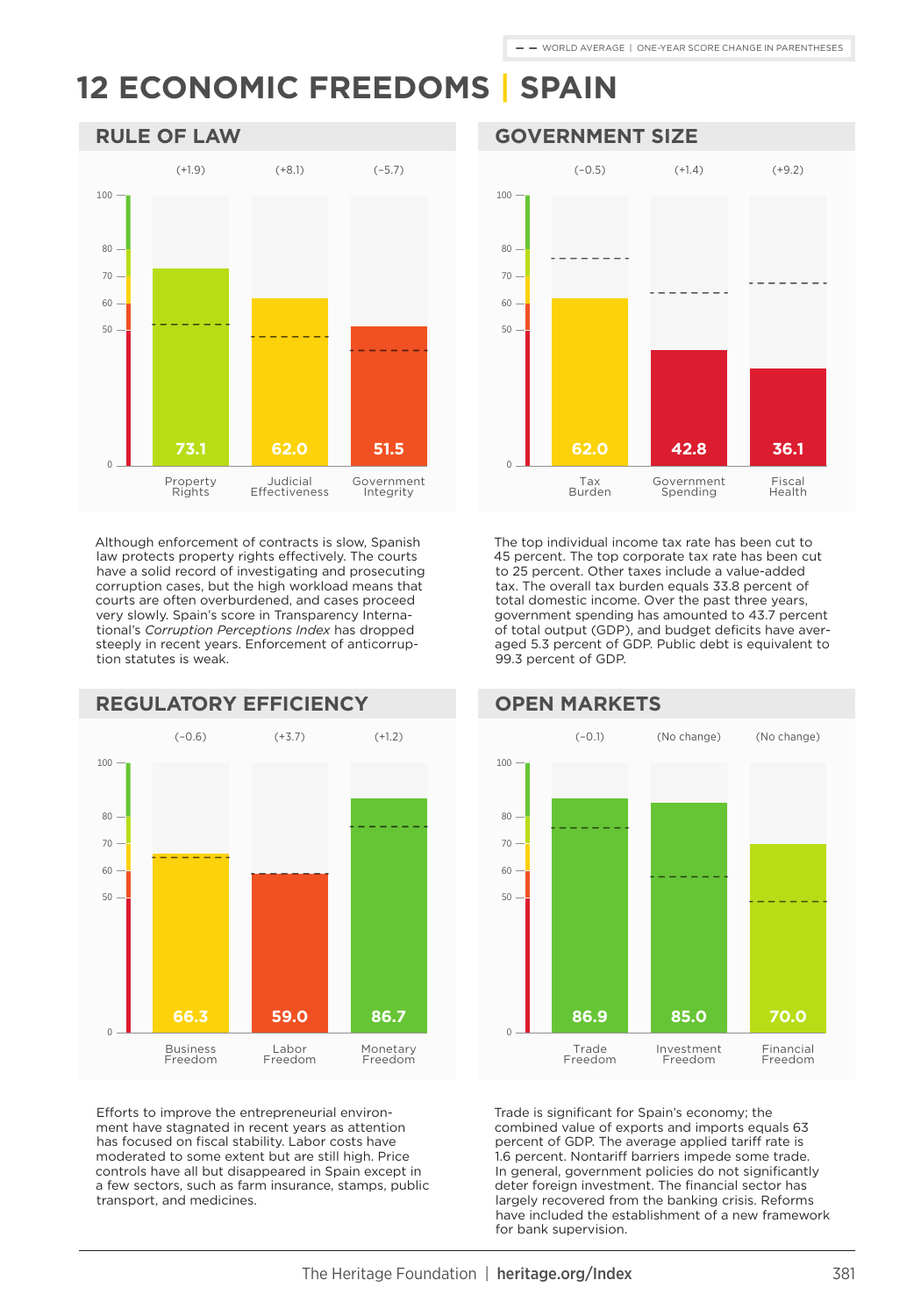— — WORLD AVERAGE | ONE-YEAR SCORE CHANGE IN PARENTHESES

# 12 ECONOMIC FREEDOMS | SPAIN

## RULE OF LAW

(+1.9) (+8.1) (–5.7)

100
80
70
60
50
0

73.1 Property Rights

62.0 Judicial Effectiveness

51.5 Government Integrity

Although enforcement of contracts is slow, Spanish law protects property rights effectively. The courts have a solid record of investigating and prosecuting corruption cases, but the high workload means that courts are often overburdened, and cases proceed very slowly. Spain's score in Transparency International's *Corruption Perceptions Index* has dropped steeply in recent years. Enforcement of anticorruption statutes is weak.

## GOVERNMENT SIZE

(–0.5) (+1.4) (+9.2)

100
80
70
60
50
0

62.0 Tax Burden

42.8 Government Spending

36.1 Fiscal Health

The top individual income tax rate has been cut to 45 percent. The top corporate tax rate has been cut to 25 percent. Other taxes include a value-added tax. The overall tax burden equals 33.8 percent of total domestic income. Over the past three years, government spending has amounted to 43.7 percent of total output (GDP), and budget deficits have averaged 5.3 percent of GDP. Public debt is equivalent to 99.3 percent of GDP.

## REGULATORY EFFICIENCY

(–0.6) (+3.7) (+1.2)

100
80
70
60
50
0

66.3 Business Freedom

59.0 Labor Freedom

86.7 Monetary Freedom

Efforts to improve the entrepreneurial environment have stagnated in recent years as attention has focused on fiscal stability. Labor costs have moderated to some extent but are still high. Price controls have all but disappeared in Spain except in a few sectors, such as farm insurance, stamps, public transport, and medicines.

## OPEN MARKETS

(–0.1) (No change) (No change)

100
80
70
60
50
0

86.9 Trade Freedom

85.0 Investment Freedom

70.0 Financial Freedom

Trade is significant for Spain's economy; the combined value of exports and imports equals 63 percent of GDP. The average applied tariff rate is 1.6 percent. Nontariff barriers impede some trade. In general, government policies do not significantly deter foreign investment. The financial sector has largely recovered from the banking crisis. Reforms have included the establishment of a new framework for bank supervision.